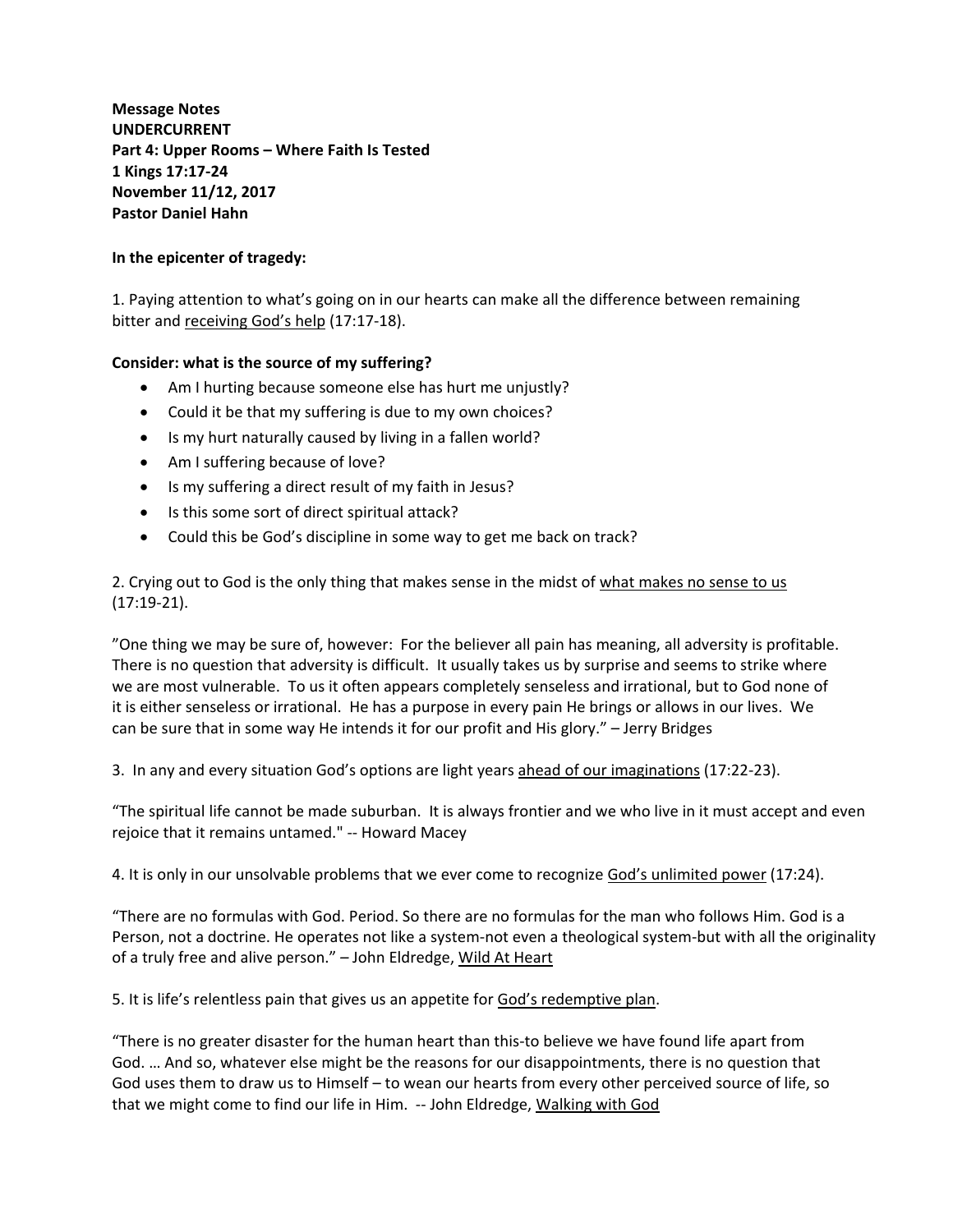**Message Notes**
**UNDERCURRENT**
**Part 4: Upper Rooms – Where Faith Is Tested**
**1 Kings 17:17-24**
**November 11/12, 2017**
**Pastor Daniel Hahn**

**In the epicenter of tragedy:**

1. Paying attention to what's going on in our hearts can make all the difference between remaining bitter and <u>receiving God's help</u> (17:17-18).

**Consider: what is the source of my suffering?**

- Am I hurting because someone else has hurt me unjustly?
- Could it be that my suffering is due to my own choices?
- Is my hurt naturally caused by living in a fallen world?
- Am I suffering because of love?
- Is my suffering a direct result of my faith in Jesus?
- Is this some sort of direct spiritual attack?
- Could this be God's discipline in some way to get me back on track?

2. Crying out to God is the only thing that makes sense in the midst of <u>what makes no sense to us</u> (17:19-21).

"One thing we may be sure of, however: For the believer all pain has meaning, all adversity is profitable. There is no question that adversity is difficult. It usually takes us by surprise and seems to strike where we are most vulnerable. To us it often appears completely senseless and irrational, but to God none of it is either senseless or irrational. He has a purpose in every pain He brings or allows in our lives. We can be sure that in some way He intends it for our profit and His glory." – Jerry Bridges

3. In any and every situation God's options are light years <u>ahead of our imaginations</u> (17:22-23).

"The spiritual life cannot be made suburban. It is always frontier and we who live in it must accept and even rejoice that it remains untamed." -- Howard Macey

4. It is only in our unsolvable problems that we ever come to recognize <u>God's unlimited power</u> (17:24).

"There are no formulas with God. Period. So there are no formulas for the man who follows Him. God is a Person, not a doctrine. He operates not like a system-not even a theological system-but with all the originality of a truly free and alive person." – John Eldredge, <u>Wild At Heart</u>

5. It is life's relentless pain that gives us an appetite for <u>God's redemptive plan</u>.

"There is no greater disaster for the human heart than this-to believe we have found life apart from God. … And so, whatever else might be the reasons for our disappointments, there is no question that God uses them to draw us to Himself – to wean our hearts from every other perceived source of life, so that we might come to find our life in Him. -- John Eldredge, <u>Walking with God</u>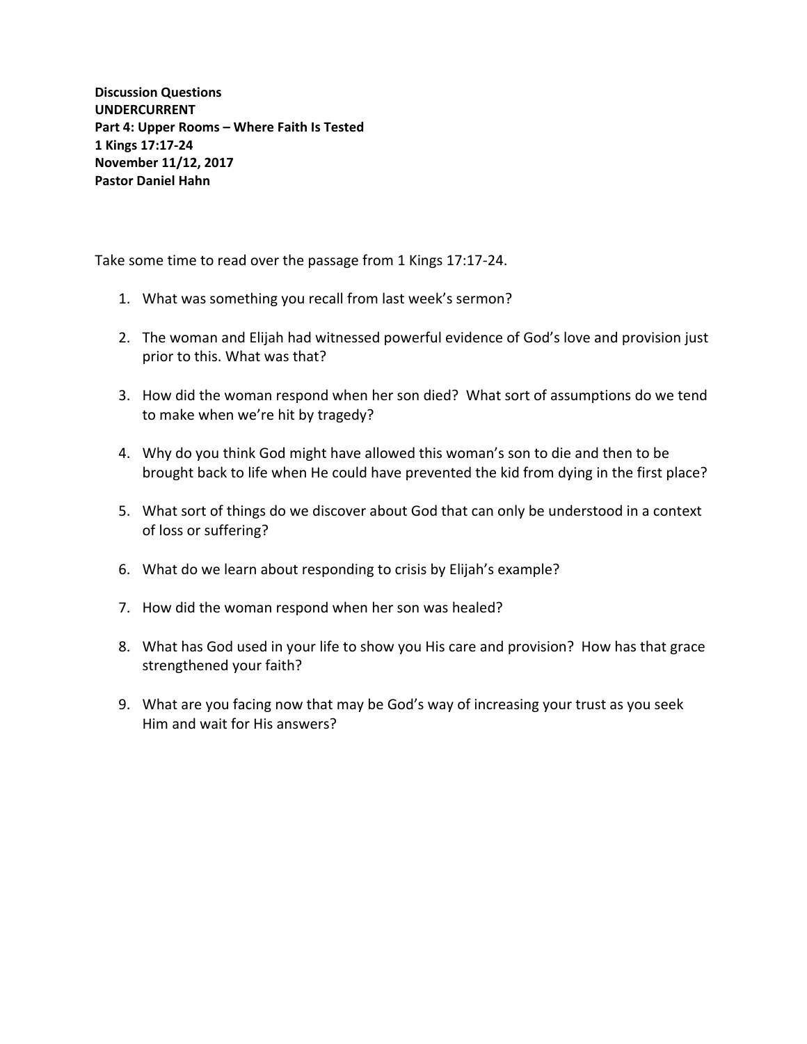**Discussion Questions**
**UNDERCURRENT**
**Part 4: Upper Rooms – Where Faith Is Tested**
**1 Kings 17:17-24**
**November 11/12, 2017**
**Pastor Daniel Hahn**

Take some time to read over the passage from 1 Kings 17:17-24.

1. What was something you recall from last week's sermon?

2. The woman and Elijah had witnessed powerful evidence of God's love and provision just prior to this. What was that?

3. How did the woman respond when her son died? What sort of assumptions do we tend to make when we're hit by tragedy?

4. Why do you think God might have allowed this woman's son to die and then to be brought back to life when He could have prevented the kid from dying in the first place?

5. What sort of things do we discover about God that can only be understood in a context of loss or suffering?

6. What do we learn about responding to crisis by Elijah's example?

7. How did the woman respond when her son was healed?

8. What has God used in your life to show you His care and provision? How has that grace strengthened your faith?

9. What are you facing now that may be God's way of increasing your trust as you seek Him and wait for His answers?